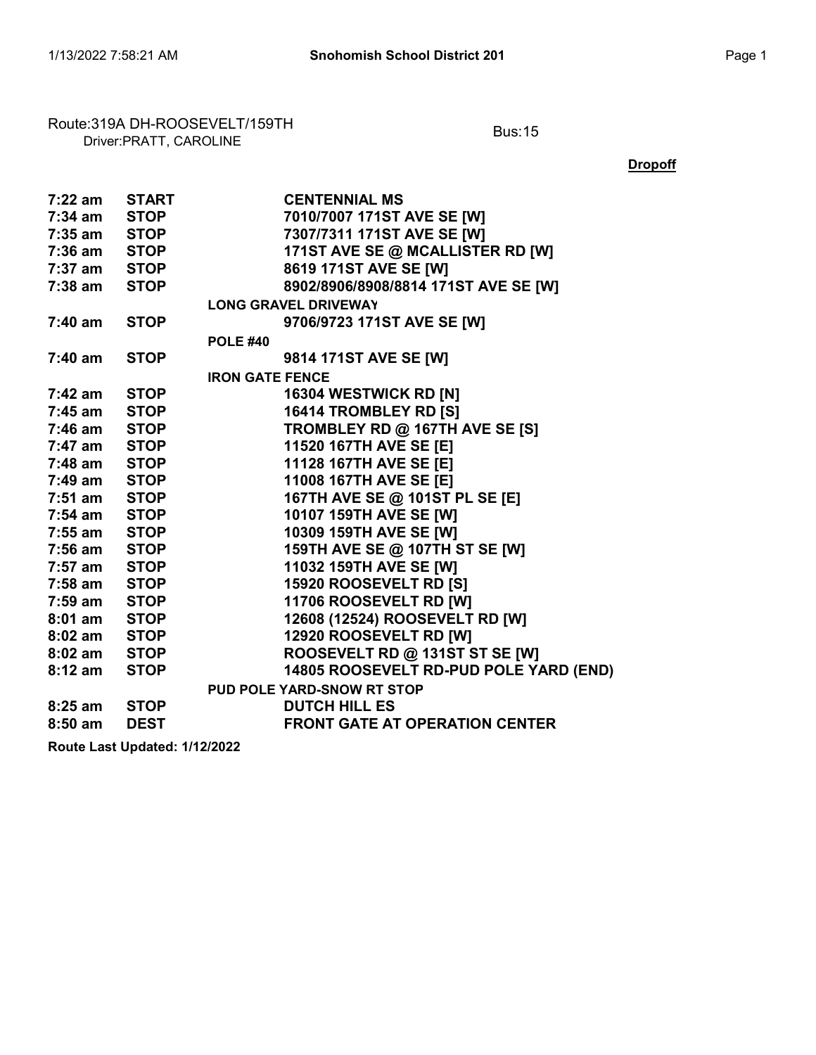Route:319A DH-ROOSEVELT/159TH
Driver:PRATT, CAROLINE

Bus:15

**Dropoff**

| Time | Type | Location |
|---|---|---|
| 7:22 am | START | CENTENNIAL MS |
| 7:34 am | STOP | 7010/7007 171ST AVE SE [W] |
| 7:35 am | STOP | 7307/7311 171ST AVE SE [W] |
| 7:36 am | STOP | 171ST AVE SE @ MCALLISTER RD [W] |
| 7:37 am | STOP | 8619 171ST AVE SE [W] |
| 7:38 am | STOP | 8902/8906/8908/8814 171ST AVE SE [W] |
| | | LONG GRAVEL DRIVEWAY |
| 7:40 am | STOP | 9706/9723 171ST AVE SE [W] |
| | | POLE #40 |
| 7:40 am | STOP | 9814 171ST AVE SE [W] |
| | | IRON GATE FENCE |
| 7:42 am | STOP | 16304 WESTWICK RD [N] |
| 7:45 am | STOP | 16414 TROMBLEY RD [S] |
| 7:46 am | STOP | TROMBLEY RD @ 167TH AVE SE [S] |
| 7:47 am | STOP | 11520 167TH AVE SE [E] |
| 7:48 am | STOP | 11128 167TH AVE SE [E] |
| 7:49 am | STOP | 11008 167TH AVE SE [E] |
| 7:51 am | STOP | 167TH AVE SE @ 101ST PL SE [E] |
| 7:54 am | STOP | 10107 159TH AVE SE [W] |
| 7:55 am | STOP | 10309 159TH AVE SE [W] |
| 7:56 am | STOP | 159TH AVE SE @ 107TH ST SE [W] |
| 7:57 am | STOP | 11032 159TH AVE SE [W] |
| 7:58 am | STOP | 15920 ROOSEVELT RD [S] |
| 7:59 am | STOP | 11706 ROOSEVELT RD [W] |
| 8:01 am | STOP | 12608 (12524) ROOSEVELT RD [W] |
| 8:02 am | STOP | 12920 ROOSEVELT RD [W] |
| 8:02 am | STOP | ROOSEVELT RD @ 131ST ST SE [W] |
| 8:12 am | STOP | 14805 ROOSEVELT RD-PUD POLE YARD (END) |
| | | PUD POLE YARD-SNOW RT STOP |
| 8:25 am | STOP | DUTCH HILL ES |
| 8:50 am | DEST | FRONT GATE AT OPERATION CENTER |

**Route Last Updated: 1/12/2022**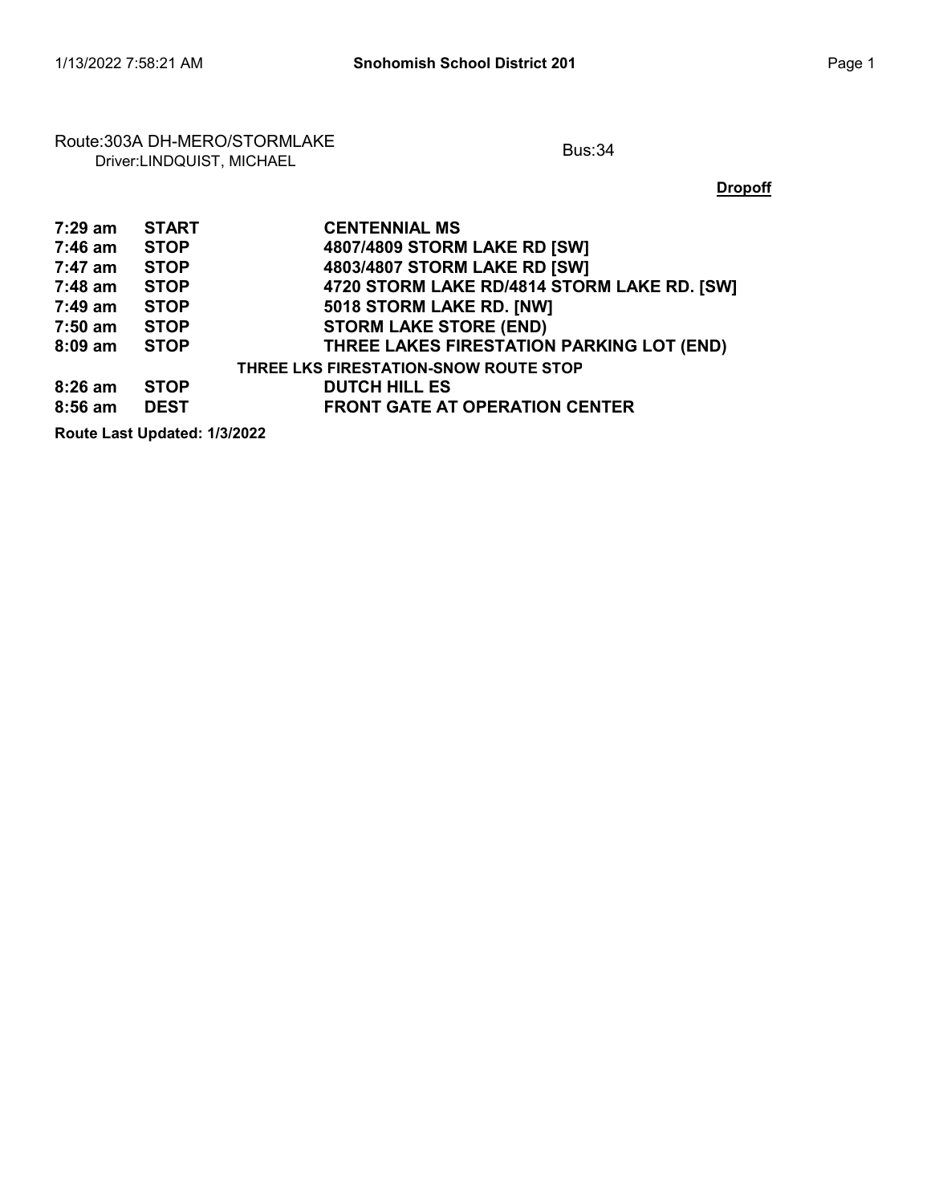Route:303A DH-MERO/STORMLAKE
Driver:LINDQUIST, MICHAEL

Bus:34

**Dropoff**

| | | |
|---|---|---|
| **7:29 am** | **START** | **CENTENNIAL MS** |
| **7:46 am** | **STOP** | **4807/4809 STORM LAKE RD [SW]** |
| **7:47 am** | **STOP** | **4803/4807 STORM LAKE RD [SW]** |
| **7:48 am** | **STOP** | **4720 STORM LAKE RD/4814 STORM LAKE RD. [SW]** |
| **7:49 am** | **STOP** | **5018 STORM LAKE RD. [NW]** |
| **7:50 am** | **STOP** | **STORM LAKE STORE (END)** |
| **8:09 am** | **STOP** | **THREE LAKES FIRESTATION PARKING LOT (END)** |
| | | **THREE LKS FIRESTATION-SNOW ROUTE STOP** |
| **8:26 am** | **STOP** | **DUTCH HILL ES** |
| **8:56 am** | **DEST** | **FRONT GATE AT OPERATION CENTER** |

**Route Last Updated: 1/3/2022**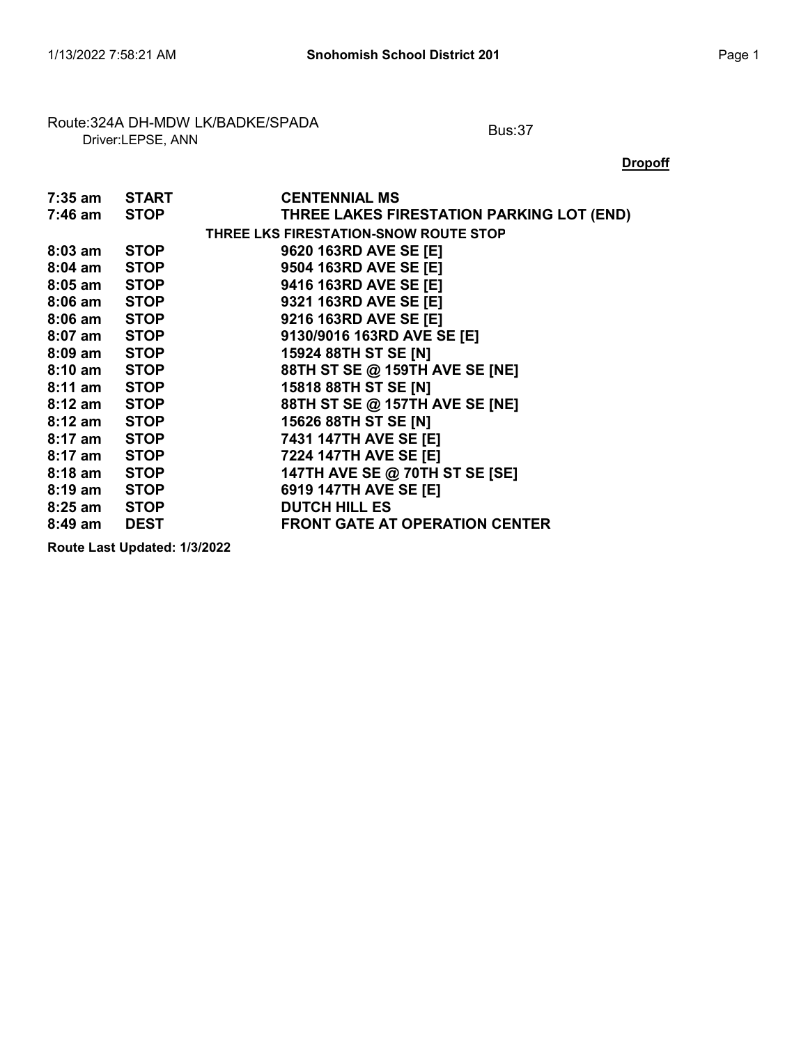Route:324A DH-MDW LK/BADKE/SPADA
Driver:LEPSE, ANN

Bus:37

**Dropoff**

| | | |
|---|---|---|
| **7:35 am** | **START** | **CENTENNIAL MS** |
| **7:46 am** | **STOP** | **THREE LAKES FIRESTATION PARKING LOT (END)** |
| | | **THREE LKS FIRESTATION-SNOW ROUTE STOP** |
| **8:03 am** | **STOP** | **9620 163RD AVE SE [E]** |
| **8:04 am** | **STOP** | **9504 163RD AVE SE [E]** |
| **8:05 am** | **STOP** | **9416 163RD AVE SE [E]** |
| **8:06 am** | **STOP** | **9321 163RD AVE SE [E]** |
| **8:06 am** | **STOP** | **9216 163RD AVE SE [E]** |
| **8:07 am** | **STOP** | **9130/9016 163RD AVE SE [E]** |
| **8:09 am** | **STOP** | **15924 88TH ST SE [N]** |
| **8:10 am** | **STOP** | **88TH ST SE @ 159TH AVE SE [NE]** |
| **8:11 am** | **STOP** | **15818 88TH ST SE [N]** |
| **8:12 am** | **STOP** | **88TH ST SE @ 157TH AVE SE [NE]** |
| **8:12 am** | **STOP** | **15626 88TH ST SE [N]** |
| **8:17 am** | **STOP** | **7431 147TH AVE SE [E]** |
| **8:17 am** | **STOP** | **7224 147TH AVE SE [E]** |
| **8:18 am** | **STOP** | **147TH AVE SE @ 70TH ST SE [SE]** |
| **8:19 am** | **STOP** | **6919 147TH AVE SE [E]** |
| **8:25 am** | **STOP** | **DUTCH HILL ES** |
| **8:49 am** | **DEST** | **FRONT GATE AT OPERATION CENTER** |

**Route Last Updated: 1/3/2022**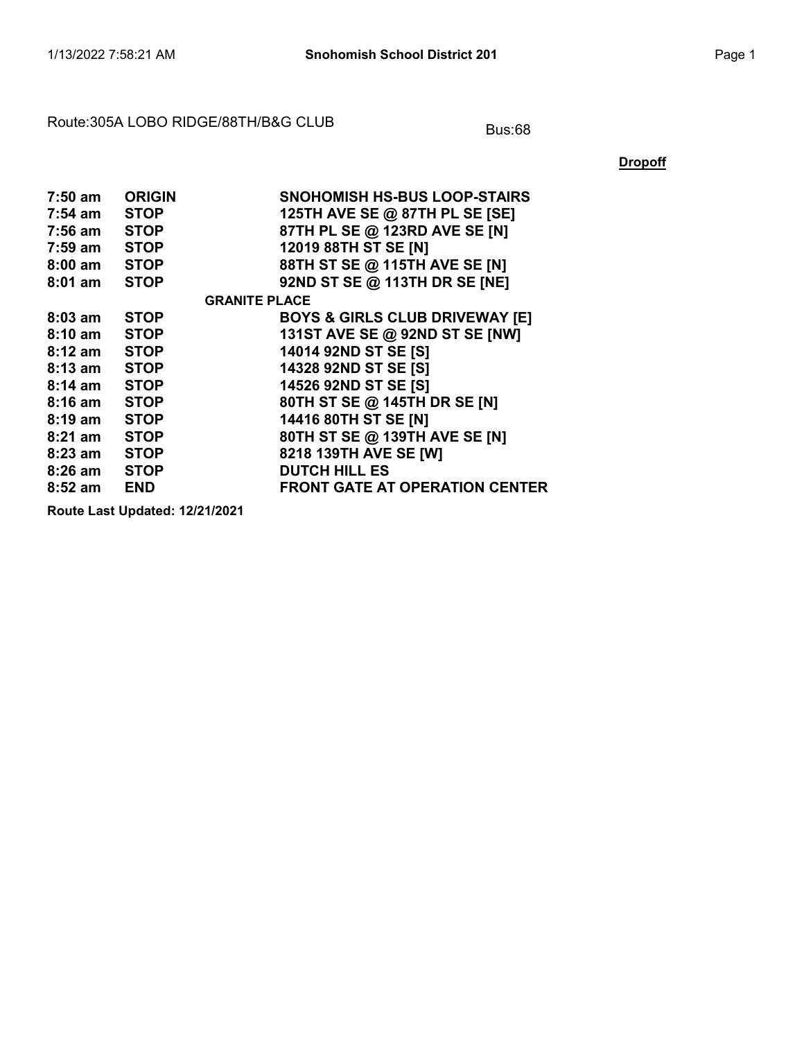Route:305A LOBO RIDGE/88TH/B&G CLUB

Bus:68

**Dropoff**

| | | |
|---|---|---|
| **7:50 am** | **ORIGIN** | **SNOHOMISH HS-BUS LOOP-STAIRS** |
| **7:54 am** | **STOP** | **125TH AVE SE @ 87TH PL SE [SE]** |
| **7:56 am** | **STOP** | **87TH PL SE @ 123RD AVE SE [N]** |
| **7:59 am** | **STOP** | **12019 88TH ST SE [N]** |
| **8:00 am** | **STOP** | **88TH ST SE @ 115TH AVE SE [N]** |
| **8:01 am** | **STOP** | **92ND ST SE @ 113TH DR SE [NE]** |
| | **GRANITE PLACE** | |
| **8:03 am** | **STOP** | **BOYS & GIRLS CLUB DRIVEWAY [E]** |
| **8:10 am** | **STOP** | **131ST AVE SE @ 92ND ST SE [NW]** |
| **8:12 am** | **STOP** | **14014 92ND ST SE [S]** |
| **8:13 am** | **STOP** | **14328 92ND ST SE [S]** |
| **8:14 am** | **STOP** | **14526 92ND ST SE [S]** |
| **8:16 am** | **STOP** | **80TH ST SE @ 145TH DR SE [N]** |
| **8:19 am** | **STOP** | **14416 80TH ST SE [N]** |
| **8:21 am** | **STOP** | **80TH ST SE @ 139TH AVE SE [N]** |
| **8:23 am** | **STOP** | **8218 139TH AVE SE [W]** |
| **8:26 am** | **STOP** | **DUTCH HILL ES** |
| **8:52 am** | **END** | **FRONT GATE AT OPERATION CENTER** |

**Route Last Updated: 12/21/2021**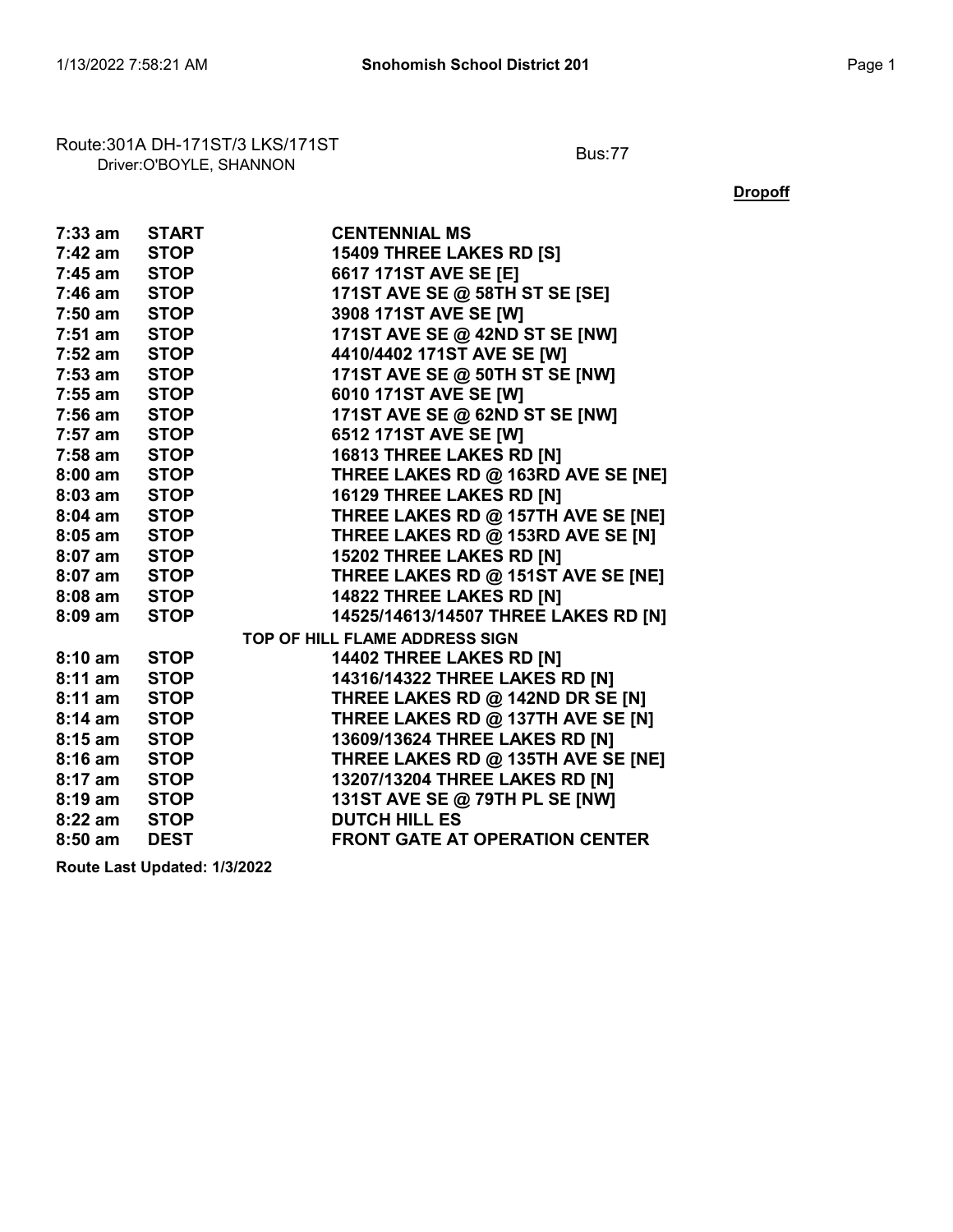Route:301A DH-171ST/3 LKS/171ST
Driver:O'BOYLE, SHANNON

Bus:77

**Dropoff**

| | | |
|---|---|---|
| **7:33 am** | **START** | **CENTENNIAL MS** |
| **7:42 am** | **STOP** | **15409 THREE LAKES RD [S]** |
| **7:45 am** | **STOP** | **6617 171ST AVE SE [E]** |
| **7:46 am** | **STOP** | **171ST AVE SE @ 58TH ST SE [SE]** |
| **7:50 am** | **STOP** | **3908 171ST AVE SE [W]** |
| **7:51 am** | **STOP** | **171ST AVE SE @ 42ND ST SE [NW]** |
| **7:52 am** | **STOP** | **4410/4402 171ST AVE SE [W]** |
| **7:53 am** | **STOP** | **171ST AVE SE @ 50TH ST SE [NW]** |
| **7:55 am** | **STOP** | **6010 171ST AVE SE [W]** |
| **7:56 am** | **STOP** | **171ST AVE SE @ 62ND ST SE [NW]** |
| **7:57 am** | **STOP** | **6512 171ST AVE SE [W]** |
| **7:58 am** | **STOP** | **16813 THREE LAKES RD [N]** |
| **8:00 am** | **STOP** | **THREE LAKES RD @ 163RD AVE SE [NE]** |
| **8:03 am** | **STOP** | **16129 THREE LAKES RD [N]** |
| **8:04 am** | **STOP** | **THREE LAKES RD @ 157TH AVE SE [NE]** |
| **8:05 am** | **STOP** | **THREE LAKES RD @ 153RD AVE SE [N]** |
| **8:07 am** | **STOP** | **15202 THREE LAKES RD [N]** |
| **8:07 am** | **STOP** | **THREE LAKES RD @ 151ST AVE SE [NE]** |
| **8:08 am** | **STOP** | **14822 THREE LAKES RD [N]** |
| **8:09 am** | **STOP** | **14525/14613/14507 THREE LAKES RD [N]** |
| | | **TOP OF HILL FLAME ADDRESS SIGN** |
| **8:10 am** | **STOP** | **14402 THREE LAKES RD [N]** |
| **8:11 am** | **STOP** | **14316/14322 THREE LAKES RD [N]** |
| **8:11 am** | **STOP** | **THREE LAKES RD @ 142ND DR SE [N]** |
| **8:14 am** | **STOP** | **THREE LAKES RD @ 137TH AVE SE [N]** |
| **8:15 am** | **STOP** | **13609/13624 THREE LAKES RD [N]** |
| **8:16 am** | **STOP** | **THREE LAKES RD @ 135TH AVE SE [NE]** |
| **8:17 am** | **STOP** | **13207/13204 THREE LAKES RD [N]** |
| **8:19 am** | **STOP** | **131ST AVE SE @ 79TH PL SE [NW]** |
| **8:22 am** | **STOP** | **DUTCH HILL ES** |
| **8:50 am** | **DEST** | **FRONT GATE AT OPERATION CENTER** |

**Route Last Updated: 1/3/2022**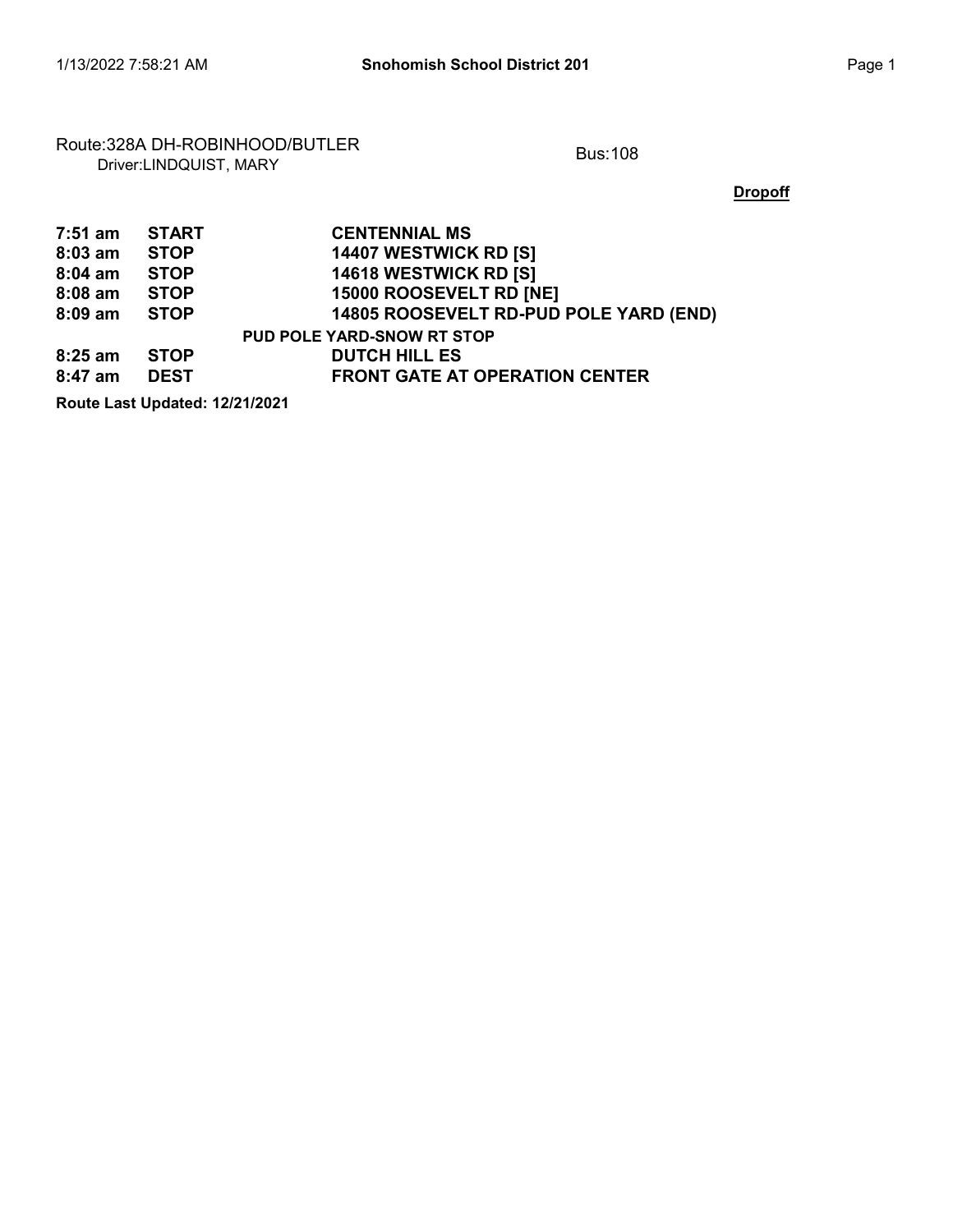Route:328A DH-ROBINHOOD/BUTLER
Driver:LINDQUIST, MARY

Bus:108

**Dropoff**

| | | |
|---|---|---|
| **7:51 am** | **START** | **CENTENNIAL MS** |
| **8:03 am** | **STOP** | **14407 WESTWICK RD [S]** |
| **8:04 am** | **STOP** | **14618 WESTWICK RD [S]** |
| **8:08 am** | **STOP** | **15000 ROOSEVELT RD [NE]** |
| **8:09 am** | **STOP** | **14805 ROOSEVELT RD-PUD POLE YARD (END)** |
| | | **PUD POLE YARD-SNOW RT STOP** |
| **8:25 am** | **STOP** | **DUTCH HILL ES** |
| **8:47 am** | **DEST** | **FRONT GATE AT OPERATION CENTER** |

**Route Last Updated: 12/21/2021**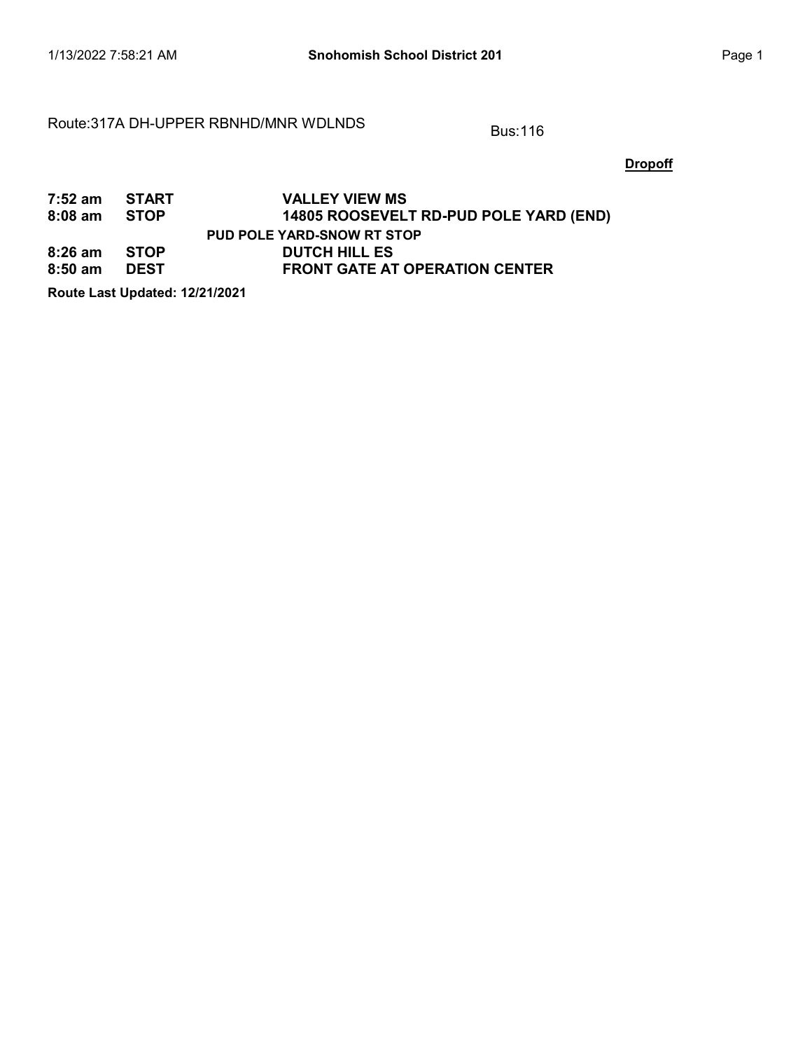Route:317A DH-UPPER RBNHD/MNR WDLNDS

Bus:116

**Dropoff**

| | | |
|---|---|---|
| **7:52 am** | **START** | **VALLEY VIEW MS** |
| **8:08 am** | **STOP** | **14805 ROOSEVELT RD-PUD POLE YARD (END)** |
| | | **PUD POLE YARD-SNOW RT STOP** |
| **8:26 am** | **STOP** | **DUTCH HILL ES** |
| **8:50 am** | **DEST** | **FRONT GATE AT OPERATION CENTER** |

**Route Last Updated: 12/21/2021**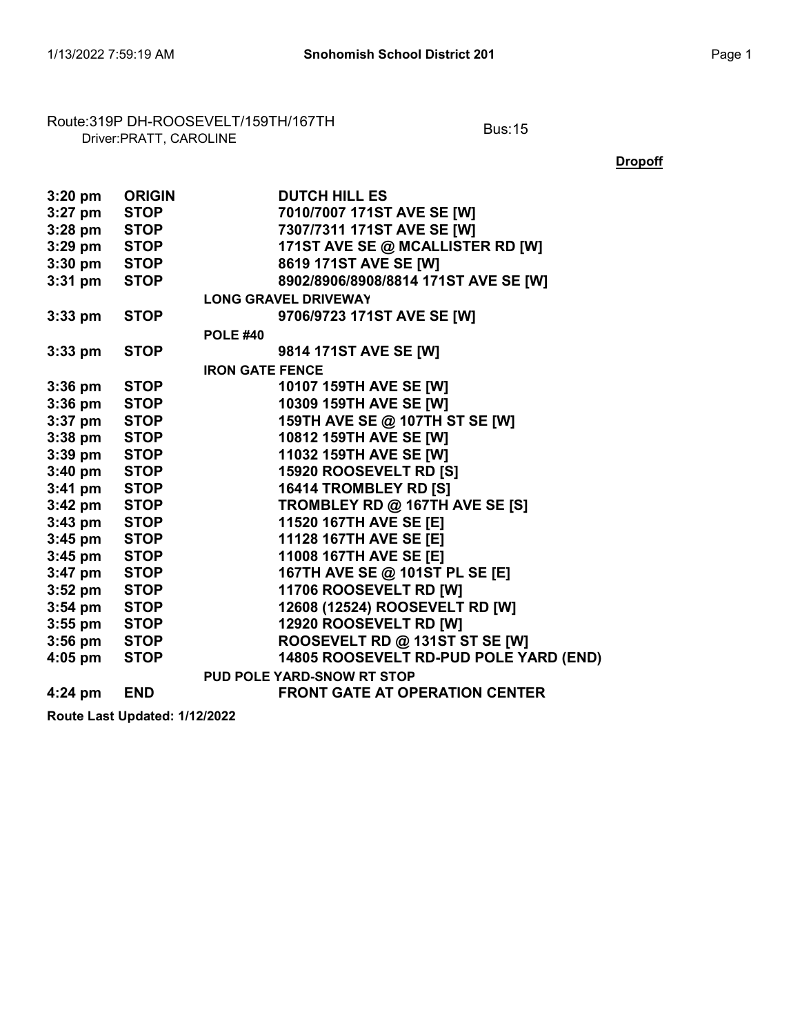**Snohomish School District 201**

Route:319P DH-ROOSEVELT/159TH/167TH
Driver:PRATT, CAROLINE

Bus:15

**Dropoff**

| Time | Type | Location |
|---|---|---|
| 3:20 pm | ORIGIN | DUTCH HILL ES |
| 3:27 pm | STOP | 7010/7007 171ST AVE SE [W] |
| 3:28 pm | STOP | 7307/7311 171ST AVE SE [W] |
| 3:29 pm | STOP | 171ST AVE SE @ MCALLISTER RD [W] |
| 3:30 pm | STOP | 8619 171ST AVE SE [W] |
| 3:31 pm | STOP | 8902/8906/8908/8814 171ST AVE SE [W] |
| | | LONG GRAVEL DRIVEWAY |
| 3:33 pm | STOP | 9706/9723 171ST AVE SE [W] |
| | | POLE #40 |
| 3:33 pm | STOP | 9814 171ST AVE SE [W] |
| | | IRON GATE FENCE |
| 3:36 pm | STOP | 10107 159TH AVE SE [W] |
| 3:36 pm | STOP | 10309 159TH AVE SE [W] |
| 3:37 pm | STOP | 159TH AVE SE @ 107TH ST SE [W] |
| 3:38 pm | STOP | 10812 159TH AVE SE [W] |
| 3:39 pm | STOP | 11032 159TH AVE SE [W] |
| 3:40 pm | STOP | 15920 ROOSEVELT RD [S] |
| 3:41 pm | STOP | 16414 TROMBLEY RD [S] |
| 3:42 pm | STOP | TROMBLEY RD @ 167TH AVE SE [S] |
| 3:43 pm | STOP | 11520 167TH AVE SE [E] |
| 3:45 pm | STOP | 11128 167TH AVE SE [E] |
| 3:45 pm | STOP | 11008 167TH AVE SE [E] |
| 3:47 pm | STOP | 167TH AVE SE @ 101ST PL SE [E] |
| 3:52 pm | STOP | 11706 ROOSEVELT RD [W] |
| 3:54 pm | STOP | 12608 (12524) ROOSEVELT RD [W] |
| 3:55 pm | STOP | 12920 ROOSEVELT RD [W] |
| 3:56 pm | STOP | ROOSEVELT RD @ 131ST ST SE [W] |
| 4:05 pm | STOP | 14805 ROOSEVELT RD-PUD POLE YARD (END) |
| | | PUD POLE YARD-SNOW RT STOP |
| 4:24 pm | END | FRONT GATE AT OPERATION CENTER |

**Route Last Updated: 1/12/2022**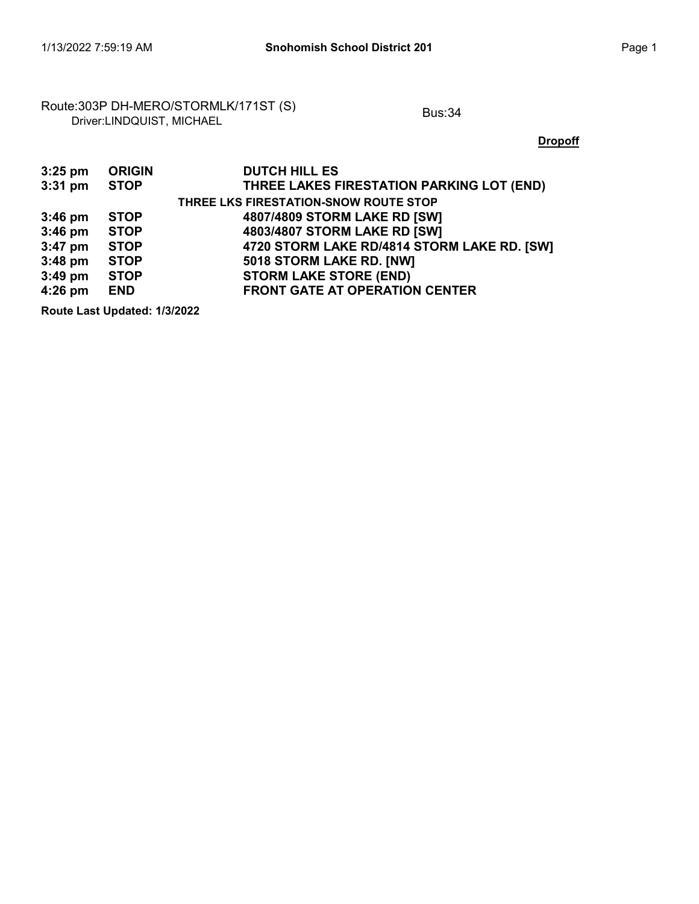**Snohomish School District 201**

Route:303P DH-MERO/STORMLK/171ST (S)
Driver:LINDQUIST, MICHAEL

Bus:34

**Dropoff**

| | | |
|---|---|---|
| **3:25 pm** | **ORIGIN** | **DUTCH HILL ES** |
| **3:31 pm** | **STOP** | **THREE LAKES FIRESTATION PARKING LOT (END)** |
| | | **THREE LKS FIRESTATION-SNOW ROUTE STOP** |
| **3:46 pm** | **STOP** | **4807/4809 STORM LAKE RD [SW]** |
| **3:46 pm** | **STOP** | **4803/4807 STORM LAKE RD [SW]** |
| **3:47 pm** | **STOP** | **4720 STORM LAKE RD/4814 STORM LAKE RD. [SW]** |
| **3:48 pm** | **STOP** | **5018 STORM LAKE RD. [NW]** |
| **3:49 pm** | **STOP** | **STORM LAKE STORE (END)** |
| **4:26 pm** | **END** | **FRONT GATE AT OPERATION CENTER** |

**Route Last Updated: 1/3/2022**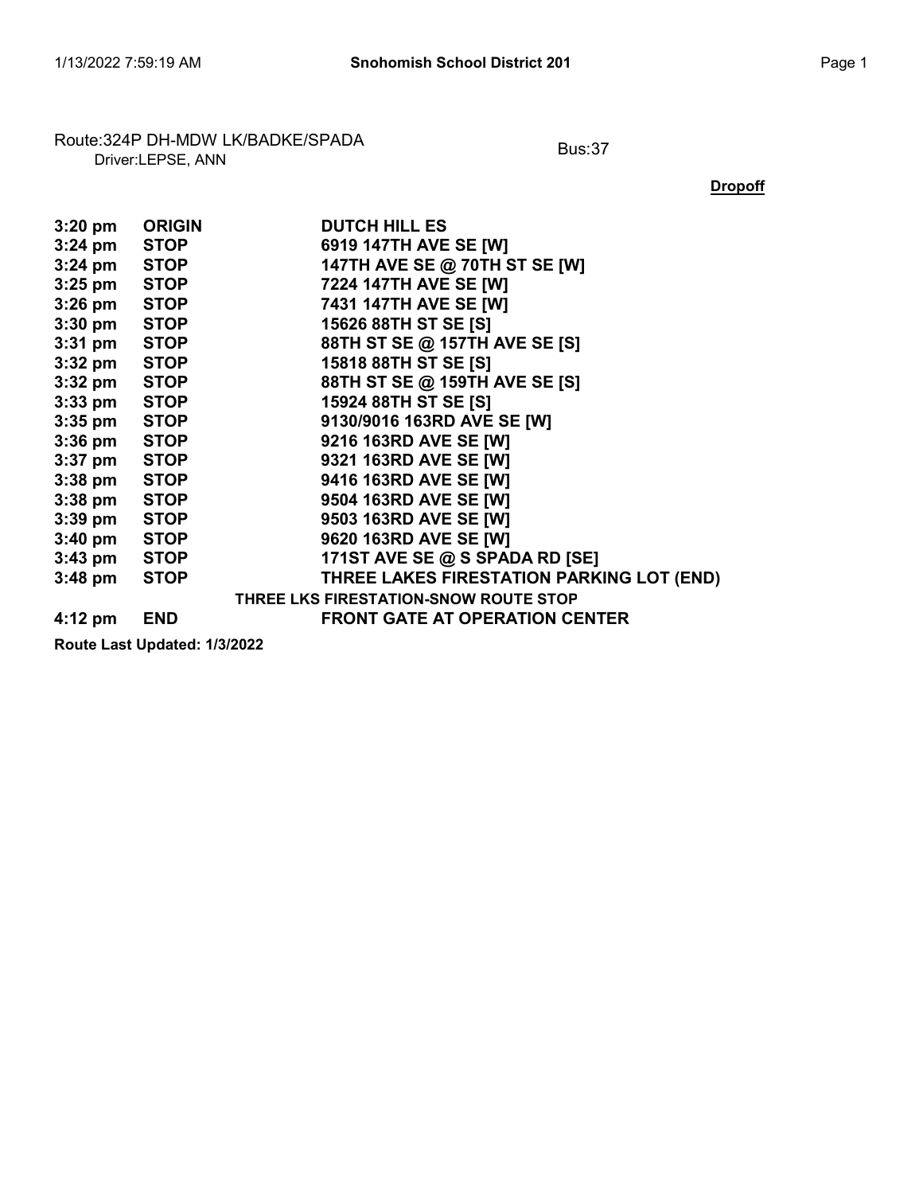Route:324P DH-MDW LK/BADKE/SPADA
Driver:LEPSE, ANN

Bus:37

**Dropoff**

| | | |
|---|---|---|
| **3:20 pm** | **ORIGIN** | **DUTCH HILL ES** |
| **3:24 pm** | **STOP** | **6919 147TH AVE SE [W]** |
| **3:24 pm** | **STOP** | **147TH AVE SE @ 70TH ST SE [W]** |
| **3:25 pm** | **STOP** | **7224 147TH AVE SE [W]** |
| **3:26 pm** | **STOP** | **7431 147TH AVE SE [W]** |
| **3:30 pm** | **STOP** | **15626 88TH ST SE [S]** |
| **3:31 pm** | **STOP** | **88TH ST SE @ 157TH AVE SE [S]** |
| **3:32 pm** | **STOP** | **15818 88TH ST SE [S]** |
| **3:32 pm** | **STOP** | **88TH ST SE @ 159TH AVE SE [S]** |
| **3:33 pm** | **STOP** | **15924 88TH ST SE [S]** |
| **3:35 pm** | **STOP** | **9130/9016 163RD AVE SE [W]** |
| **3:36 pm** | **STOP** | **9216 163RD AVE SE [W]** |
| **3:37 pm** | **STOP** | **9321 163RD AVE SE [W]** |
| **3:38 pm** | **STOP** | **9416 163RD AVE SE [W]** |
| **3:38 pm** | **STOP** | **9504 163RD AVE SE [W]** |
| **3:39 pm** | **STOP** | **9503 163RD AVE SE [W]** |
| **3:40 pm** | **STOP** | **9620 163RD AVE SE [W]** |
| **3:43 pm** | **STOP** | **171ST AVE SE @ S SPADA RD [SE]** |
| **3:48 pm** | **STOP** | **THREE LAKES FIRESTATION PARKING LOT (END)** |
| | | **THREE LKS FIRESTATION-SNOW ROUTE STOP** |
| **4:12 pm** | **END** | **FRONT GATE AT OPERATION CENTER** |

**Route Last Updated: 1/3/2022**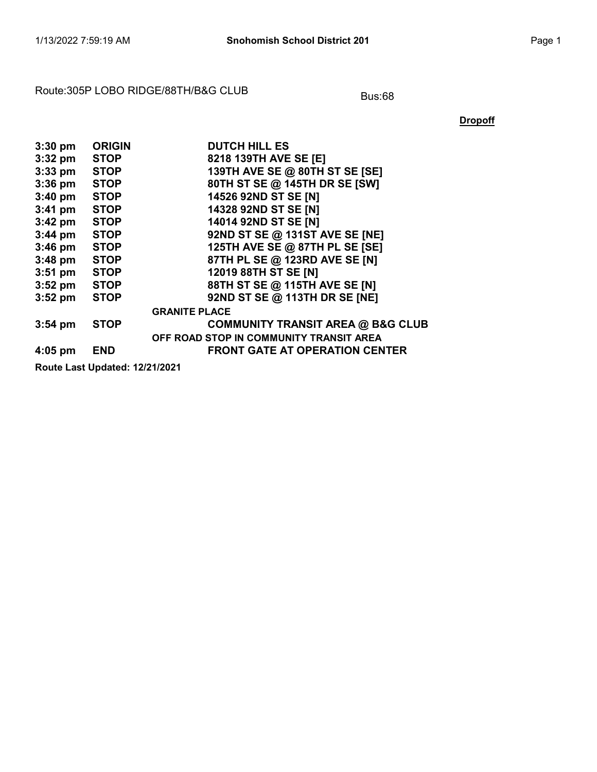Route:305P LOBO RIDGE/88TH/B&G CLUB

Bus:68

**Dropoff**

| Time | Type | Location |
|---|---|---|
| **3:30 pm** | **ORIGIN** | **DUTCH HILL ES** |
| **3:32 pm** | **STOP** | **8218 139TH AVE SE [E]** |
| **3:33 pm** | **STOP** | **139TH AVE SE @ 80TH ST SE [SE]** |
| **3:36 pm** | **STOP** | **80TH ST SE @ 145TH DR SE [SW]** |
| **3:40 pm** | **STOP** | **14526 92ND ST SE [N]** |
| **3:41 pm** | **STOP** | **14328 92ND ST SE [N]** |
| **3:42 pm** | **STOP** | **14014 92ND ST SE [N]** |
| **3:44 pm** | **STOP** | **92ND ST SE @ 131ST AVE SE [NE]** |
| **3:46 pm** | **STOP** | **125TH AVE SE @ 87TH PL SE [SE]** |
| **3:48 pm** | **STOP** | **87TH PL SE @ 123RD AVE SE [N]** |
| **3:51 pm** | **STOP** | **12019 88TH ST SE [N]** |
| **3:52 pm** | **STOP** | **88TH ST SE @ 115TH AVE SE [N]** |
| **3:52 pm** | **STOP** | **92ND ST SE @ 113TH DR SE [NE]** |
| | | **GRANITE PLACE** |
| **3:54 pm** | **STOP** | **COMMUNITY TRANSIT AREA @ B&G CLUB** |
| | | **OFF ROAD STOP IN COMMUNITY TRANSIT AREA** |
| **4:05 pm** | **END** | **FRONT GATE AT OPERATION CENTER** |

**Route Last Updated: 12/21/2021**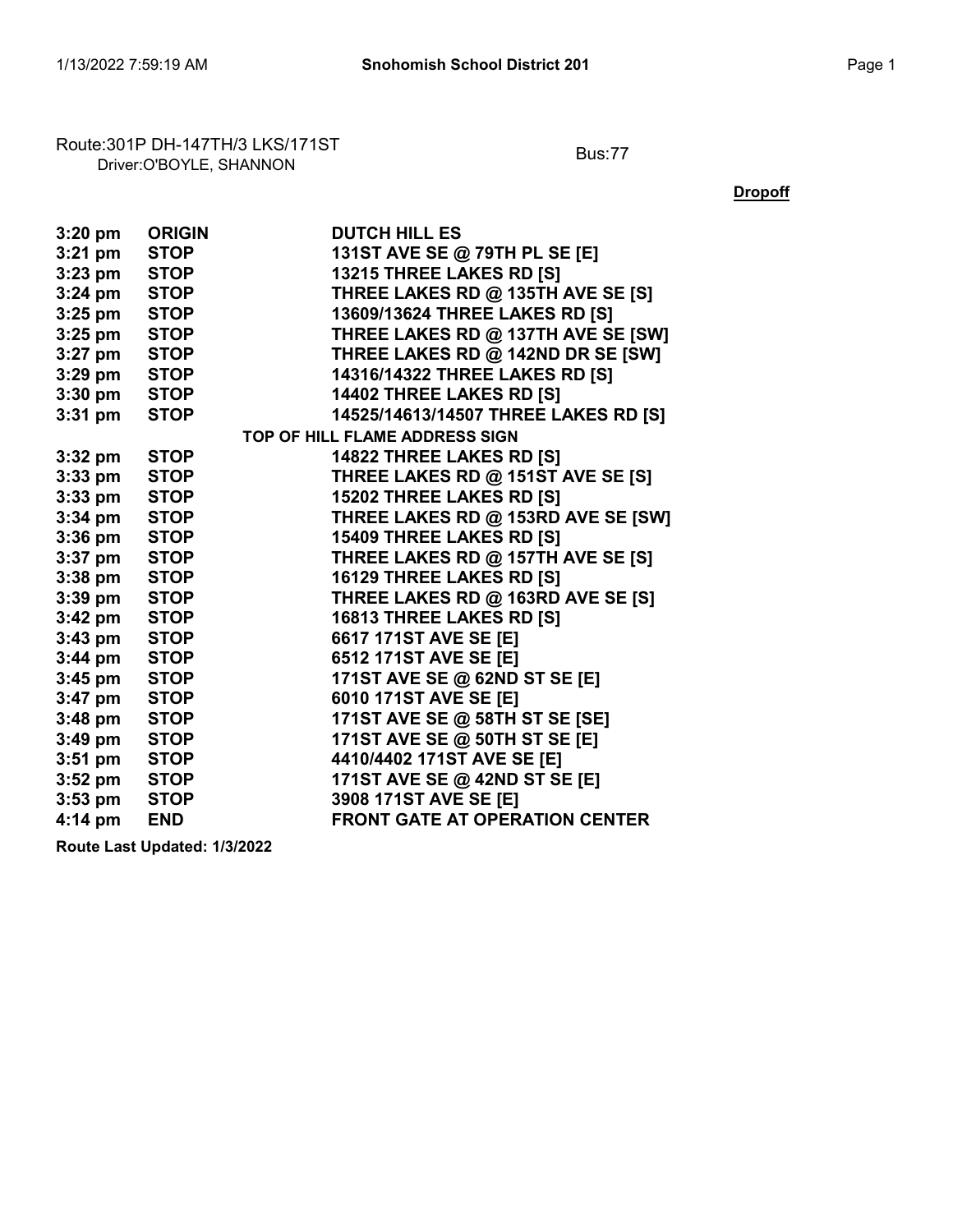Route:301P DH-147TH/3 LKS/171ST
Driver:O'BOYLE, SHANNON

Bus:77

**Dropoff**

| | | |
|---|---|---|
| **3:20 pm** | **ORIGIN** | **DUTCH HILL ES** |
| **3:21 pm** | **STOP** | **131ST AVE SE @ 79TH PL SE [E]** |
| **3:23 pm** | **STOP** | **13215 THREE LAKES RD [S]** |
| **3:24 pm** | **STOP** | **THREE LAKES RD @ 135TH AVE SE [S]** |
| **3:25 pm** | **STOP** | **13609/13624 THREE LAKES RD [S]** |
| **3:25 pm** | **STOP** | **THREE LAKES RD @ 137TH AVE SE [SW]** |
| **3:27 pm** | **STOP** | **THREE LAKES RD @ 142ND DR SE [SW]** |
| **3:29 pm** | **STOP** | **14316/14322 THREE LAKES RD [S]** |
| **3:30 pm** | **STOP** | **14402 THREE LAKES RD [S]** |
| **3:31 pm** | **STOP** | **14525/14613/14507 THREE LAKES RD [S]** |
| | **TOP OF HILL FLAME ADDRESS SIGN** | |
| **3:32 pm** | **STOP** | **14822 THREE LAKES RD [S]** |
| **3:33 pm** | **STOP** | **THREE LAKES RD @ 151ST AVE SE [S]** |
| **3:33 pm** | **STOP** | **15202 THREE LAKES RD [S]** |
| **3:34 pm** | **STOP** | **THREE LAKES RD @ 153RD AVE SE [SW]** |
| **3:36 pm** | **STOP** | **15409 THREE LAKES RD [S]** |
| **3:37 pm** | **STOP** | **THREE LAKES RD @ 157TH AVE SE [S]** |
| **3:38 pm** | **STOP** | **16129 THREE LAKES RD [S]** |
| **3:39 pm** | **STOP** | **THREE LAKES RD @ 163RD AVE SE [S]** |
| **3:42 pm** | **STOP** | **16813 THREE LAKES RD [S]** |
| **3:43 pm** | **STOP** | **6617 171ST AVE SE [E]** |
| **3:44 pm** | **STOP** | **6512 171ST AVE SE [E]** |
| **3:45 pm** | **STOP** | **171ST AVE SE @ 62ND ST SE [E]** |
| **3:47 pm** | **STOP** | **6010 171ST AVE SE [E]** |
| **3:48 pm** | **STOP** | **171ST AVE SE @ 58TH ST SE [SE]** |
| **3:49 pm** | **STOP** | **171ST AVE SE @ 50TH ST SE [E]** |
| **3:51 pm** | **STOP** | **4410/4402 171ST AVE SE [E]** |
| **3:52 pm** | **STOP** | **171ST AVE SE @ 42ND ST SE [E]** |
| **3:53 pm** | **STOP** | **3908 171ST AVE SE [E]** |
| **4:14 pm** | **END** | **FRONT GATE AT OPERATION CENTER** |

**Route Last Updated: 1/3/2022**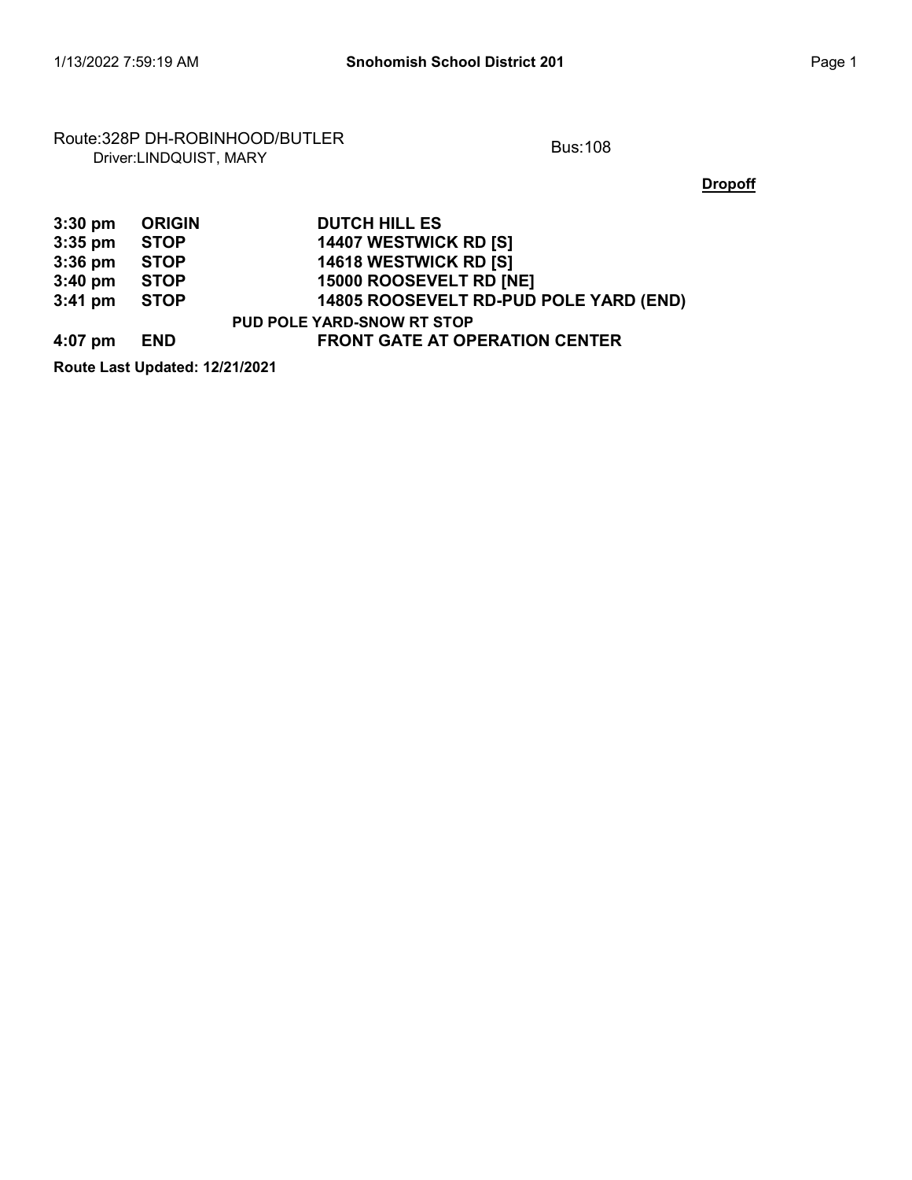Route:328P DH-ROBINHOOD/BUTLER
Driver:LINDQUIST, MARY

Bus:108

**Dropoff**

| | | |
|---|---|---|
| **3:30 pm** | **ORIGIN** | **DUTCH HILL ES** |
| **3:35 pm** | **STOP** | **14407 WESTWICK RD [S]** |
| **3:36 pm** | **STOP** | **14618 WESTWICK RD [S]** |
| **3:40 pm** | **STOP** | **15000 ROOSEVELT RD [NE]** |
| **3:41 pm** | **STOP** | **14805 ROOSEVELT RD-PUD POLE YARD (END)** |
| | | **PUD POLE YARD-SNOW RT STOP** |
| **4:07 pm** | **END** | **FRONT GATE AT OPERATION CENTER** |

**Route Last Updated: 12/21/2021**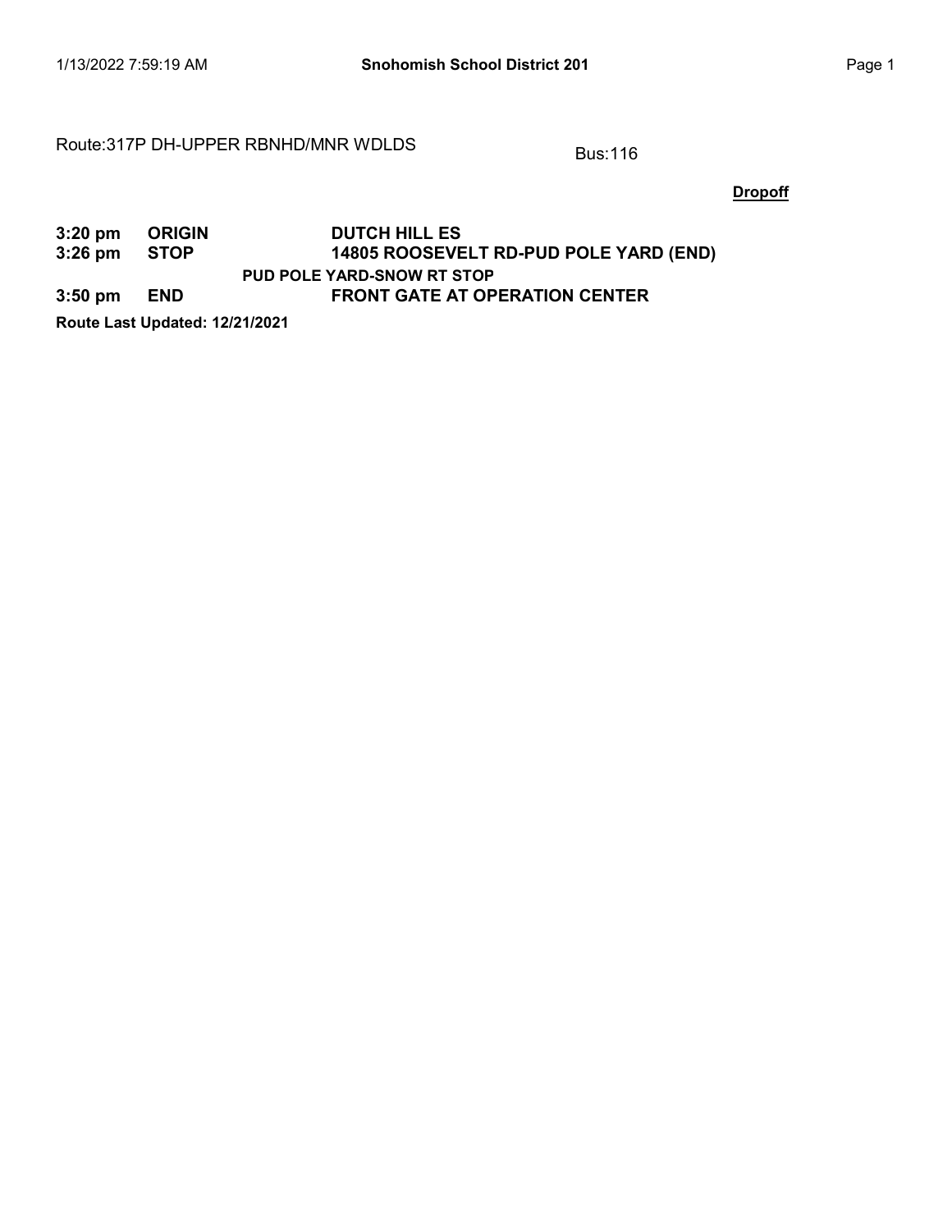Route:317P DH-UPPER RBNHD/MNR WDLDS

Bus:116

**Dropoff**

| | | |
|---|---|---|
| **3:20 pm** | **ORIGIN** | **DUTCH HILL ES** |
| **3:26 pm** | **STOP** | **14805 ROOSEVELT RD-PUD POLE YARD (END)** |
| | | **PUD POLE YARD-SNOW RT STOP** |
| **3:50 pm** | **END** | **FRONT GATE AT OPERATION CENTER** |

**Route Last Updated: 12/21/2021**